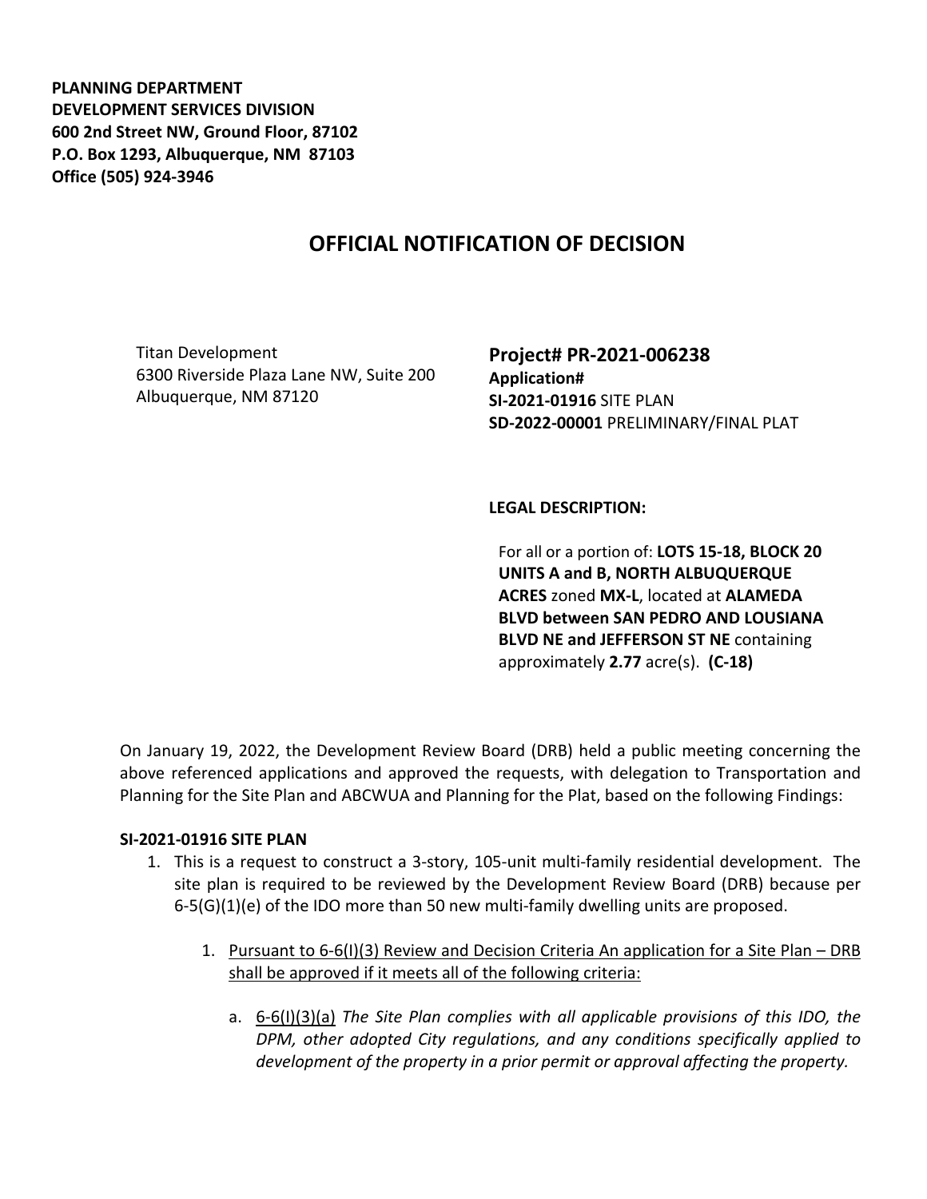**PLANNING DEPARTMENT**
**DEVELOPMENT SERVICES DIVISION**
**600 2nd Street NW, Ground Floor, 87102**
**P.O. Box 1293, Albuquerque, NM 87103**
**Office (505) 924-3946**

# OFFICIAL NOTIFICATION OF DECISION

Titan Development
6300 Riverside Plaza Lane NW, Suite 200
Albuquerque, NM 87120

**Project# PR-2021-006238**
**Application#**
**SI-2021-01916** SITE PLAN
**SD-2022-00001** PRELIMINARY/FINAL PLAT

**LEGAL DESCRIPTION:**

For all or a portion of: **LOTS 15-18, BLOCK 20 UNITS A and B, NORTH ALBUQUERQUE ACRES** zoned **MX-L**, located at **ALAMEDA BLVD between SAN PEDRO AND LOUSIANA BLVD NE and JEFFERSON ST NE** containing approximately **2.77** acre(s). **(C-18)**

On January 19, 2022, the Development Review Board (DRB) held a public meeting concerning the above referenced applications and approved the requests, with delegation to Transportation and Planning for the Site Plan and ABCWUA and Planning for the Plat, based on the following Findings:

**SI-2021-01916 SITE PLAN**

1. This is a request to construct a 3-story, 105-unit multi-family residential development. The site plan is required to be reviewed by the Development Review Board (DRB) because per 6-5(G)(1)(e) of the IDO more than 50 new multi-family dwelling units are proposed.

    1. Pursuant to 6-6(I)(3) Review and Decision Criteria An application for a Site Plan – DRB shall be approved if it meets all of the following criteria:

        a. 6-6(I)(3)(a) *The Site Plan complies with all applicable provisions of this IDO, the DPM, other adopted City regulations, and any conditions specifically applied to development of the property in a prior permit or approval affecting the property.*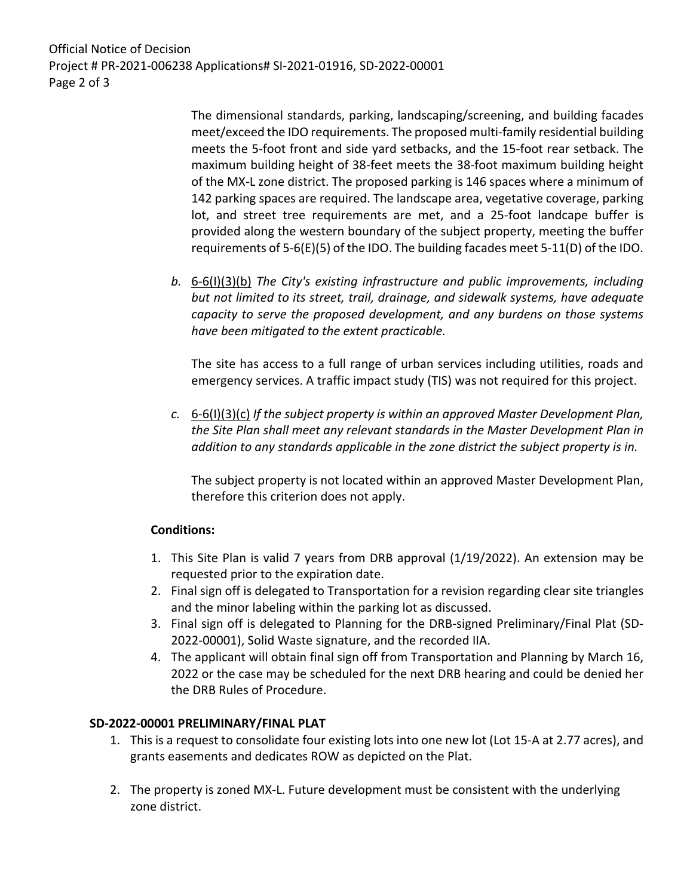The dimensional standards, parking, landscaping/screening, and building facades meet/exceed the IDO requirements. The proposed multi-family residential building meets the 5-foot front and side yard setbacks, and the 15-foot rear setback. The maximum building height of 38-feet meets the 38-foot maximum building height of the MX-L zone district. The proposed parking is 146 spaces where a minimum of 142 parking spaces are required. The landscape area, vegetative coverage, parking lot, and street tree requirements are met, and a 25-foot landcape buffer is provided along the western boundary of the subject property, meeting the buffer requirements of 5-6(E)(5) of the IDO. The building facades meet 5-11(D) of the IDO.

b. 6-6(I)(3)(b) *The City's existing infrastructure and public improvements, including but not limited to its street, trail, drainage, and sidewalk systems, have adequate capacity to serve the proposed development, and any burdens on those systems have been mitigated to the extent practicable.*

   The site has access to a full range of urban services including utilities, roads and emergency services. A traffic impact study (TIS) was not required for this project.

c. 6-6(I)(3)(c) *If the subject property is within an approved Master Development Plan, the Site Plan shall meet any relevant standards in the Master Development Plan in addition to any standards applicable in the zone district the subject property is in.*

   The subject property is not located within an approved Master Development Plan, therefore this criterion does not apply.

**Conditions:**

1. This Site Plan is valid 7 years from DRB approval (1/19/2022). An extension may be requested prior to the expiration date.
2. Final sign off is delegated to Transportation for a revision regarding clear site triangles and the minor labeling within the parking lot as discussed.
3. Final sign off is delegated to Planning for the DRB-signed Preliminary/Final Plat (SD-2022-00001), Solid Waste signature, and the recorded IIA.
4. The applicant will obtain final sign off from Transportation and Planning by March 16, 2022 or the case may be scheduled for the next DRB hearing and could be denied her the DRB Rules of Procedure.

**SD-2022-00001 PRELIMINARY/FINAL PLAT**

1. This is a request to consolidate four existing lots into one new lot (Lot 15-A at 2.77 acres), and grants easements and dedicates ROW as depicted on the Plat.

2. The property is zoned MX-L. Future development must be consistent with the underlying zone district.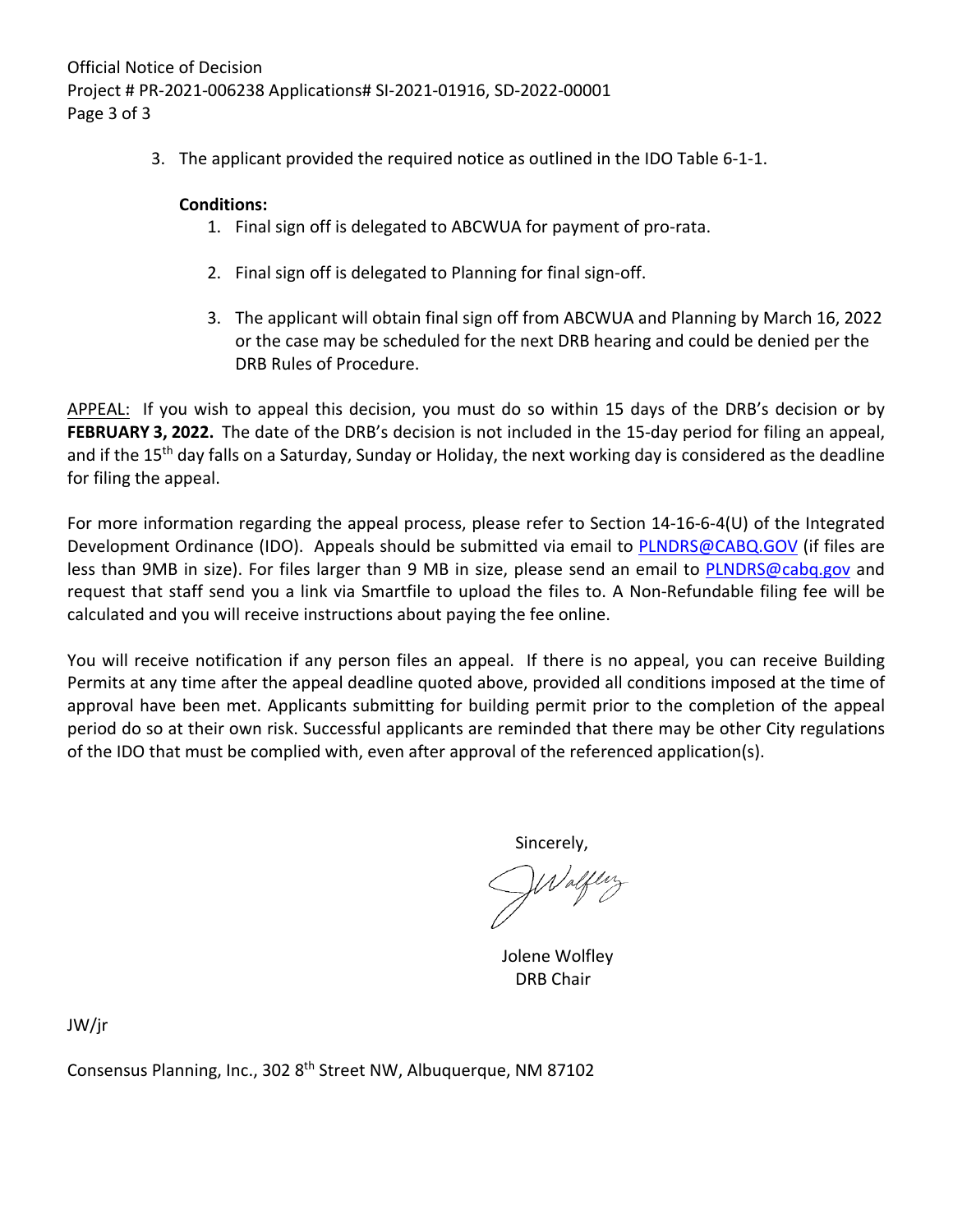3. The applicant provided the required notice as outlined in the IDO Table 6-1-1.

**Conditions:**

1. Final sign off is delegated to ABCWUA for payment of pro-rata.
2. Final sign off is delegated to Planning for final sign-off.
3. The applicant will obtain final sign off from ABCWUA and Planning by March 16, 2022 or the case may be scheduled for the next DRB hearing and could be denied per the DRB Rules of Procedure.

APPEAL: If you wish to appeal this decision, you must do so within 15 days of the DRB's decision or by **FEBRUARY 3, 2022.** The date of the DRB's decision is not included in the 15-day period for filing an appeal, and if the 15th day falls on a Saturday, Sunday or Holiday, the next working day is considered as the deadline for filing the appeal.

For more information regarding the appeal process, please refer to Section 14-16-6-4(U) of the Integrated Development Ordinance (IDO). Appeals should be submitted via email to PLNDRS@CABQ.GOV (if files are less than 9MB in size). For files larger than 9 MB in size, please send an email to PLNDRS@cabq.gov and request that staff send you a link via Smartfile to upload the files to. A Non-Refundable filing fee will be calculated and you will receive instructions about paying the fee online.

You will receive notification if any person files an appeal. If there is no appeal, you can receive Building Permits at any time after the appeal deadline quoted above, provided all conditions imposed at the time of approval have been met. Applicants submitting for building permit prior to the completion of the appeal period do so at their own risk. Successful applicants are reminded that there may be other City regulations of the IDO that must be complied with, even after approval of the referenced application(s).

Sincerely,

JWolfley

Jolene Wolfley
DRB Chair

JW/jr

Consensus Planning, Inc., 302 8th Street NW, Albuquerque, NM 87102